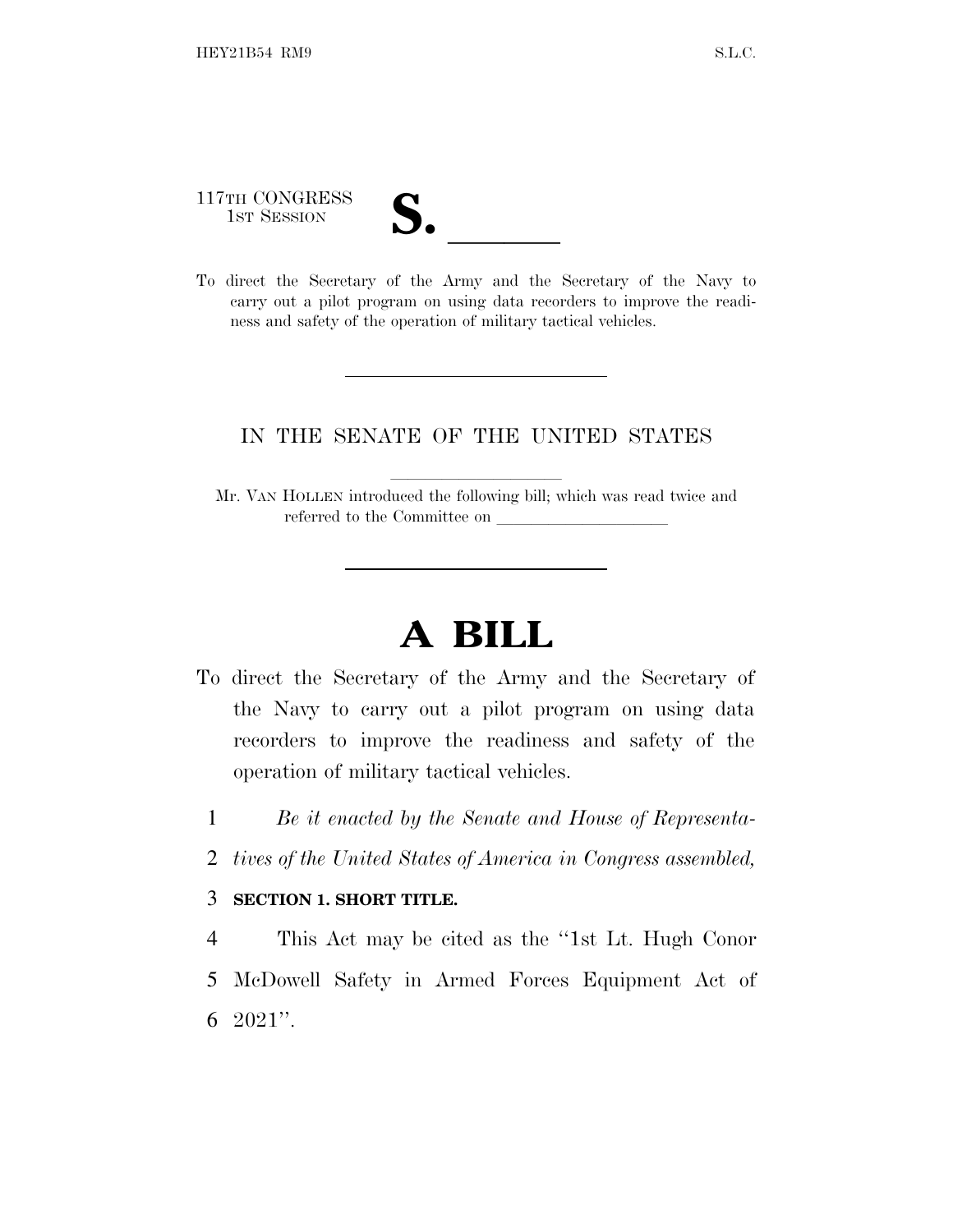117TH CONGRESS
1ST SESSION

# S. \_\_\_\_\_\_

To direct the Secretary of the Army and the Secretary of the Navy to carry out a pilot program on using data recorders to improve the readiness and safety of the operation of military tactical vehicles.

---

IN THE SENATE OF THE UNITED STATES

Mr. VAN HOLLEN introduced the following bill; which was read twice and referred to the Committee on \_\_\_\_\_\_\_\_\_\_\_\_\_\_\_\_\_\_\_\_

---

# A BILL

To direct the Secretary of the Army and the Secretary of the Navy to carry out a pilot program on using data recorders to improve the readiness and safety of the operation of military tactical vehicles.

1 *Be it enacted by the Senate and House of Representa-*
2 *tives of the United States of America in Congress assembled,*

3 **SECTION 1. SHORT TITLE.**

4 This Act may be cited as the ''1st Lt. Hugh Conor
5 McDowell Safety in Armed Forces Equipment Act of
6 2021''.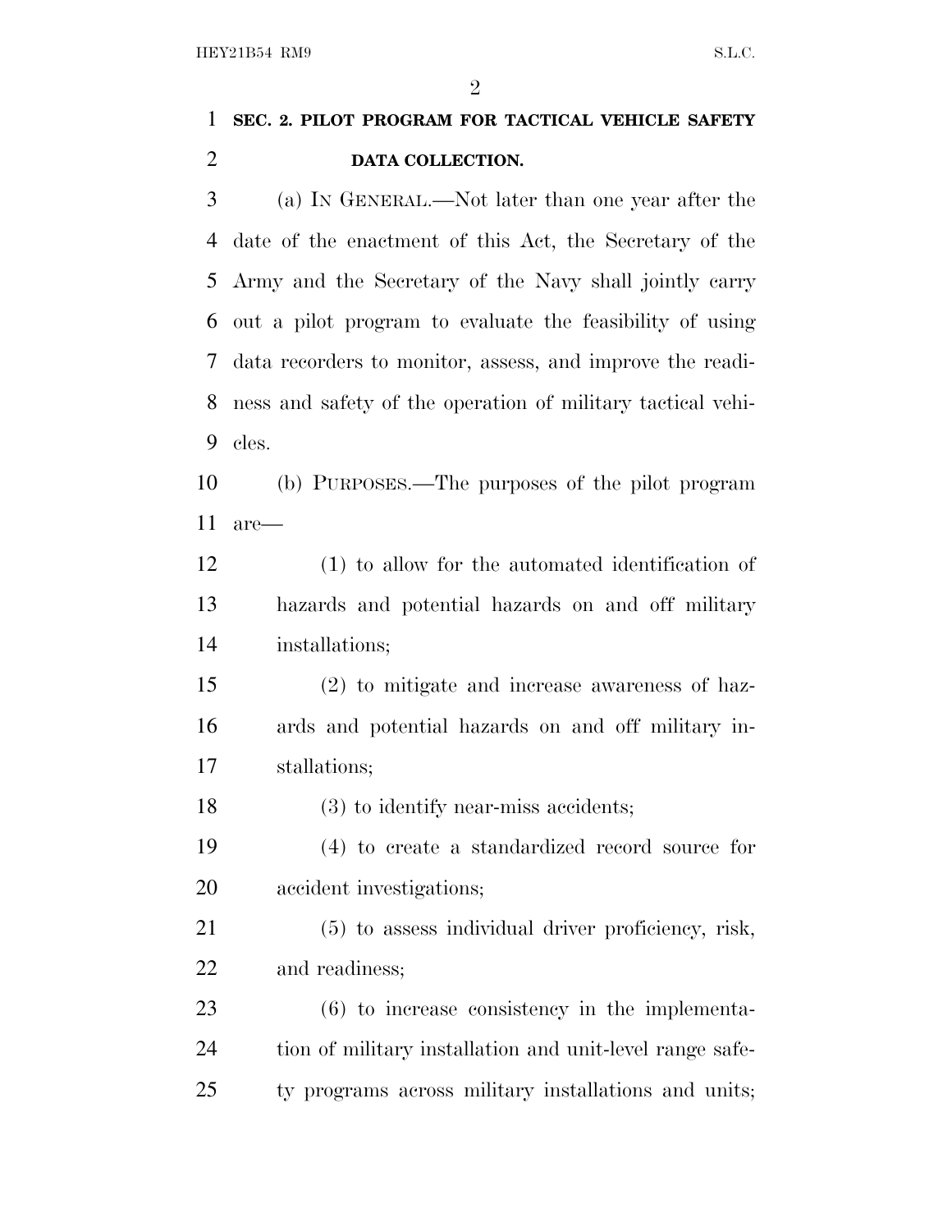**SEC. 2. PILOT PROGRAM FOR TACTICAL VEHICLE SAFETY DATA COLLECTION.**

(a) IN GENERAL.—Not later than one year after the date of the enactment of this Act, the Secretary of the Army and the Secretary of the Navy shall jointly carry out a pilot program to evaluate the feasibility of using data recorders to monitor, assess, and improve the readiness and safety of the operation of military tactical vehicles.

(b) PURPOSES.—The purposes of the pilot program are—

(1) to allow for the automated identification of hazards and potential hazards on and off military installations;

(2) to mitigate and increase awareness of hazards and potential hazards on and off military installations;

(3) to identify near-miss accidents;

(4) to create a standardized record source for accident investigations;

(5) to assess individual driver proficiency, risk, and readiness;

(6) to increase consistency in the implementation of military installation and unit-level range safety programs across military installations and units;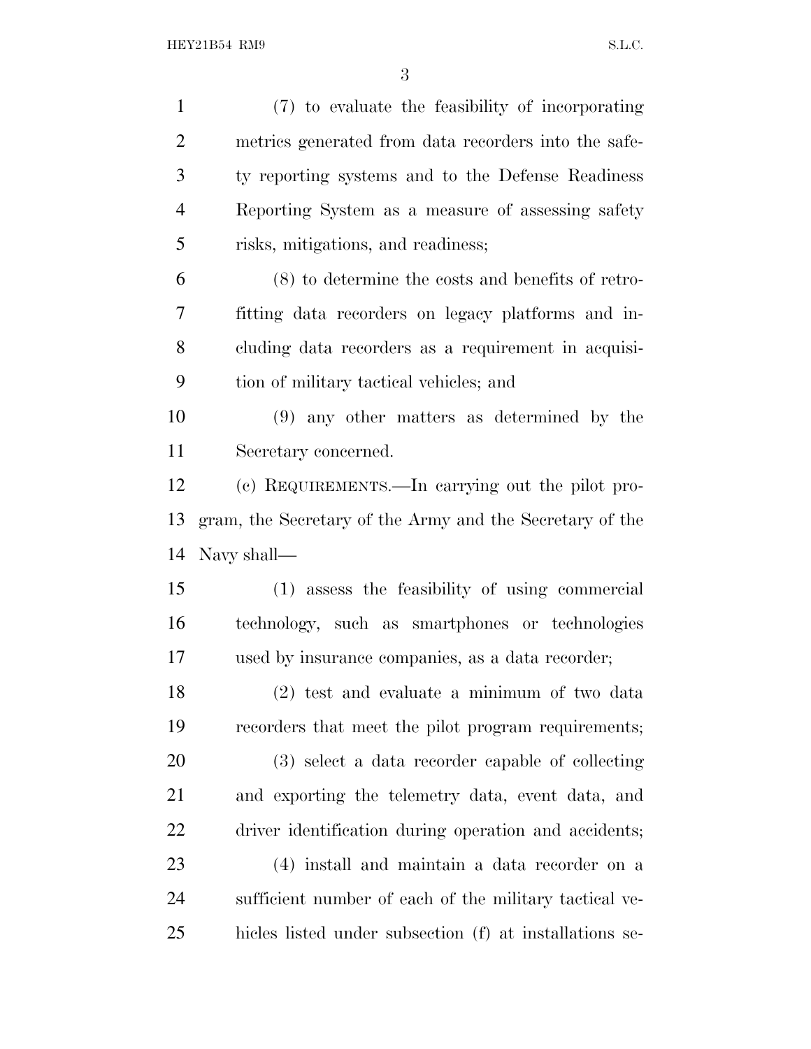(7) to evaluate the feasibility of incorporating metrics generated from data recorders into the safety reporting systems and to the Defense Readiness Reporting System as a measure of assessing safety risks, mitigations, and readiness;

(8) to determine the costs and benefits of retrofitting data recorders on legacy platforms and including data recorders as a requirement in acquisition of military tactical vehicles; and

(9) any other matters as determined by the Secretary concerned.

(c) REQUIREMENTS.—In carrying out the pilot program, the Secretary of the Army and the Secretary of the Navy shall—

(1) assess the feasibility of using commercial technology, such as smartphones or technologies used by insurance companies, as a data recorder;

(2) test and evaluate a minimum of two data recorders that meet the pilot program requirements;

(3) select a data recorder capable of collecting and exporting the telemetry data, event data, and driver identification during operation and accidents;

(4) install and maintain a data recorder on a sufficient number of each of the military tactical vehicles listed under subsection (f) at installations se-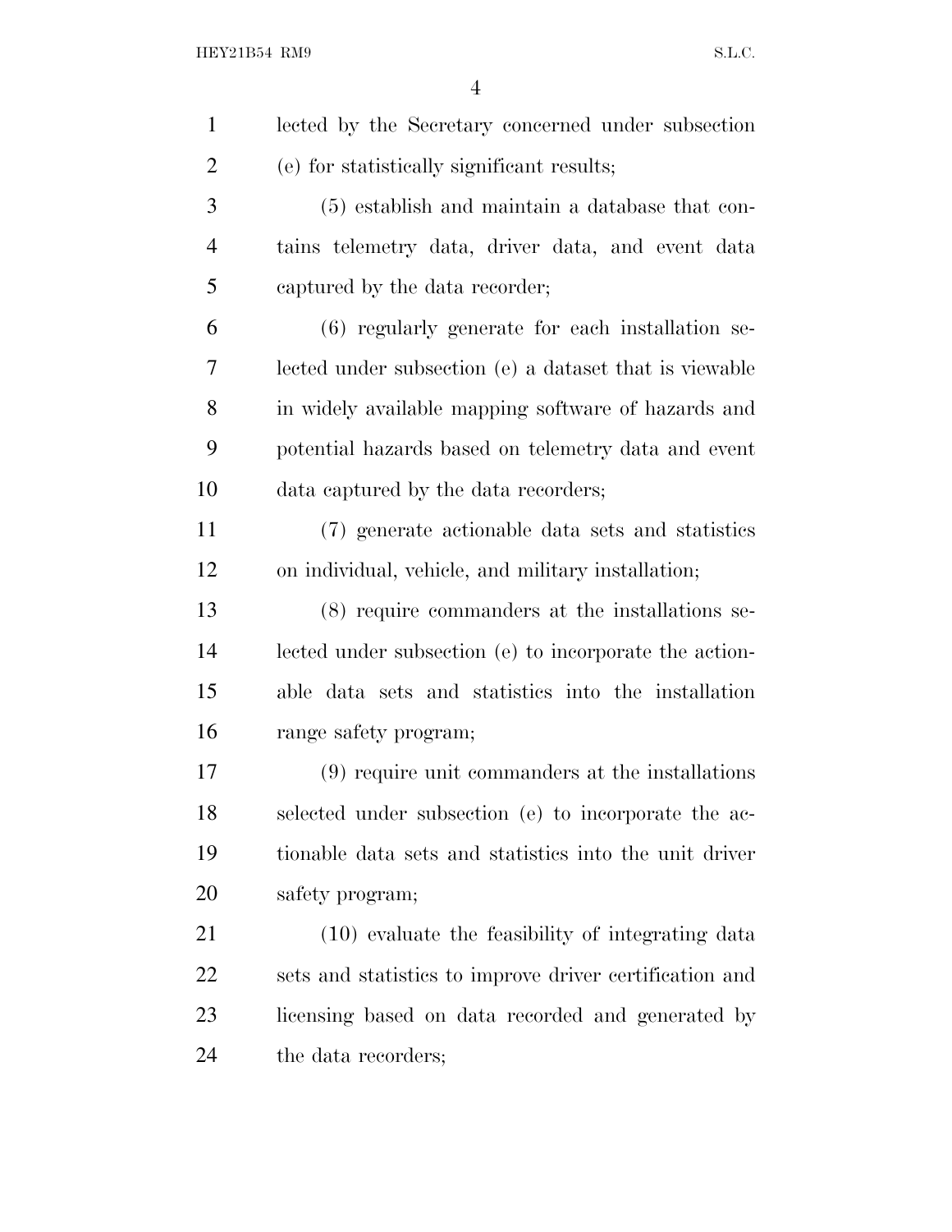lected by the Secretary concerned under subsection (e) for statistically significant results;

(5) establish and maintain a database that contains telemetry data, driver data, and event data captured by the data recorder;

(6) regularly generate for each installation selected under subsection (e) a dataset that is viewable in widely available mapping software of hazards and potential hazards based on telemetry data and event data captured by the data recorders;

(7) generate actionable data sets and statistics on individual, vehicle, and military installation;

(8) require commanders at the installations selected under subsection (e) to incorporate the actionable data sets and statistics into the installation range safety program;

(9) require unit commanders at the installations selected under subsection (e) to incorporate the actionable data sets and statistics into the unit driver safety program;

(10) evaluate the feasibility of integrating data sets and statistics to improve driver certification and licensing based on data recorded and generated by the data recorders;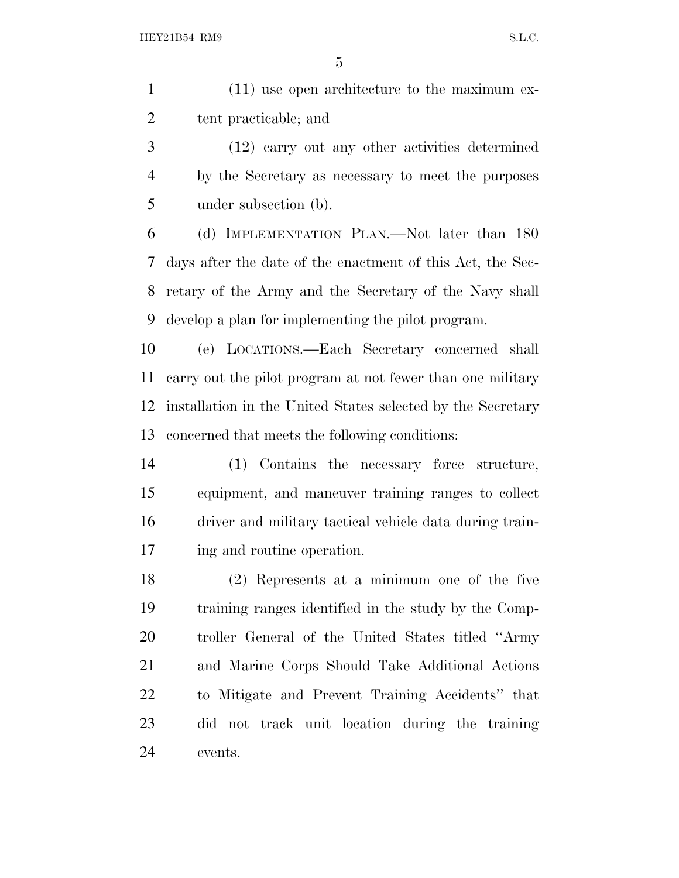(11) use open architecture to the maximum extent practicable; and

(12) carry out any other activities determined by the Secretary as necessary to meet the purposes under subsection (b).

(d) IMPLEMENTATION PLAN.—Not later than 180 days after the date of the enactment of this Act, the Secretary of the Army and the Secretary of the Navy shall develop a plan for implementing the pilot program.

(e) LOCATIONS.—Each Secretary concerned shall carry out the pilot program at not fewer than one military installation in the United States selected by the Secretary concerned that meets the following conditions:

(1) Contains the necessary force structure, equipment, and maneuver training ranges to collect driver and military tactical vehicle data during training and routine operation.

(2) Represents at a minimum one of the five training ranges identified in the study by the Comptroller General of the United States titled ''Army and Marine Corps Should Take Additional Actions to Mitigate and Prevent Training Accidents'' that did not track unit location during the training events.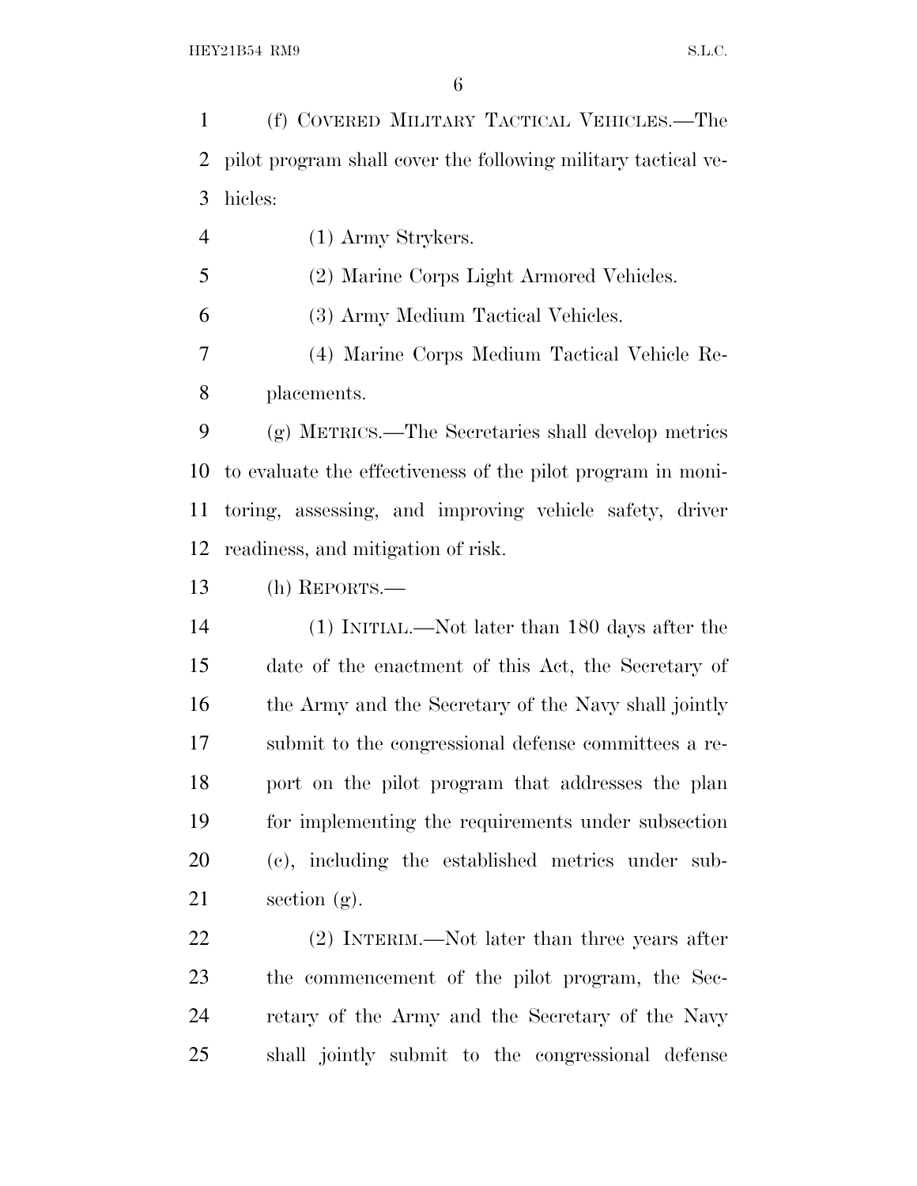(f) COVERED MILITARY TACTICAL VEHICLES.—The pilot program shall cover the following military tactical vehicles:

(1) Army Strykers.

(2) Marine Corps Light Armored Vehicles.

(3) Army Medium Tactical Vehicles.

(4) Marine Corps Medium Tactical Vehicle Replacements.

(g) METRICS.—The Secretaries shall develop metrics to evaluate the effectiveness of the pilot program in monitoring, assessing, and improving vehicle safety, driver readiness, and mitigation of risk.

(h) REPORTS.—

(1) INITIAL.—Not later than 180 days after the date of the enactment of this Act, the Secretary of the Army and the Secretary of the Navy shall jointly submit to the congressional defense committees a report on the pilot program that addresses the plan for implementing the requirements under subsection (c), including the established metrics under subsection (g).

(2) INTERIM.—Not later than three years after the commencement of the pilot program, the Secretary of the Army and the Secretary of the Navy shall jointly submit to the congressional defense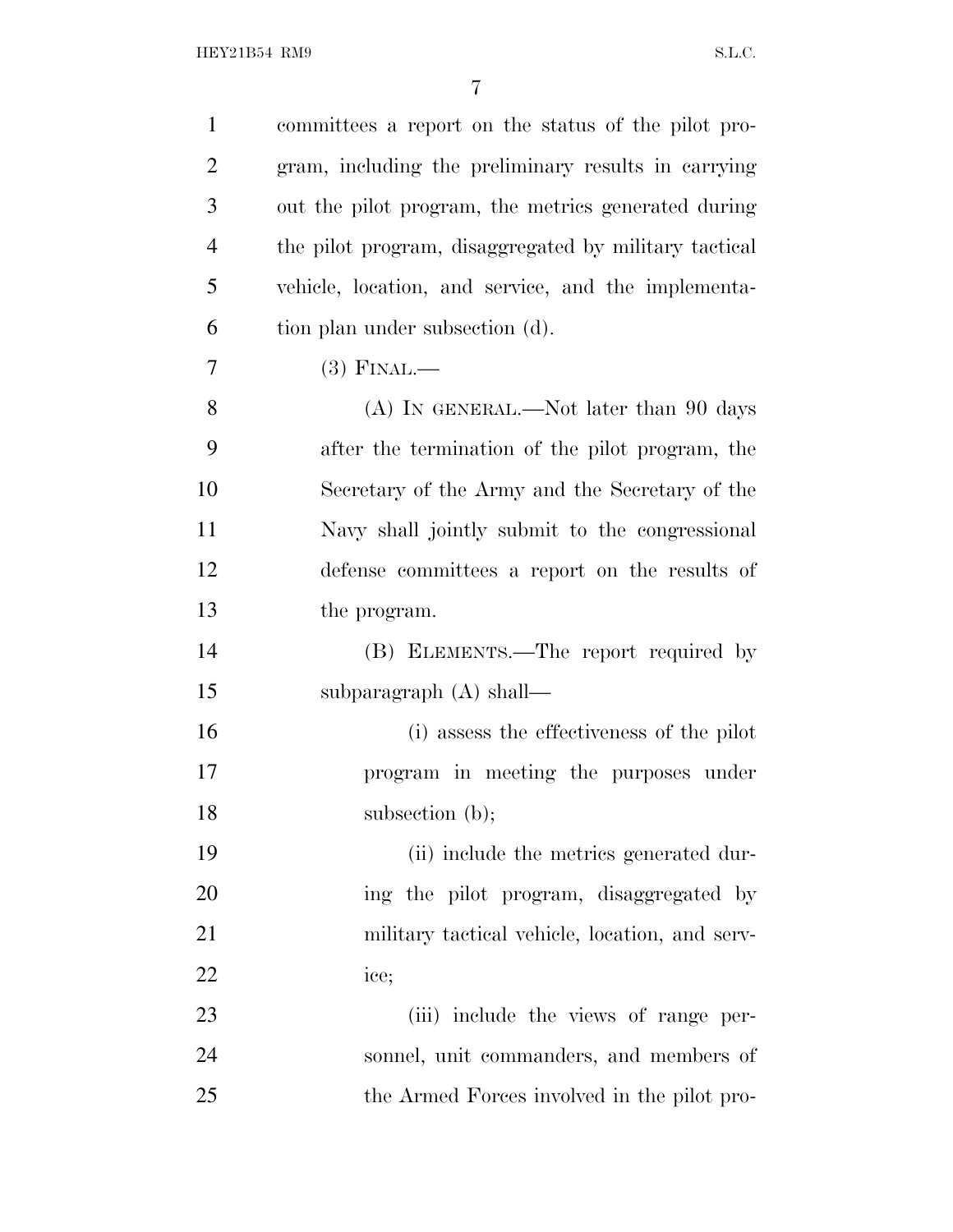committees a report on the status of the pilot program, including the preliminary results in carrying out the pilot program, the metrics generated during the pilot program, disaggregated by military tactical vehicle, location, and service, and the implementation plan under subsection (d).

(3) FINAL.—

(A) IN GENERAL.—Not later than 90 days after the termination of the pilot program, the Secretary of the Army and the Secretary of the Navy shall jointly submit to the congressional defense committees a report on the results of the program.

(B) ELEMENTS.—The report required by subparagraph (A) shall—

(i) assess the effectiveness of the pilot program in meeting the purposes under subsection (b);

(ii) include the metrics generated during the pilot program, disaggregated by military tactical vehicle, location, and service;

(iii) include the views of range personnel, unit commanders, and members of the Armed Forces involved in the pilot pro-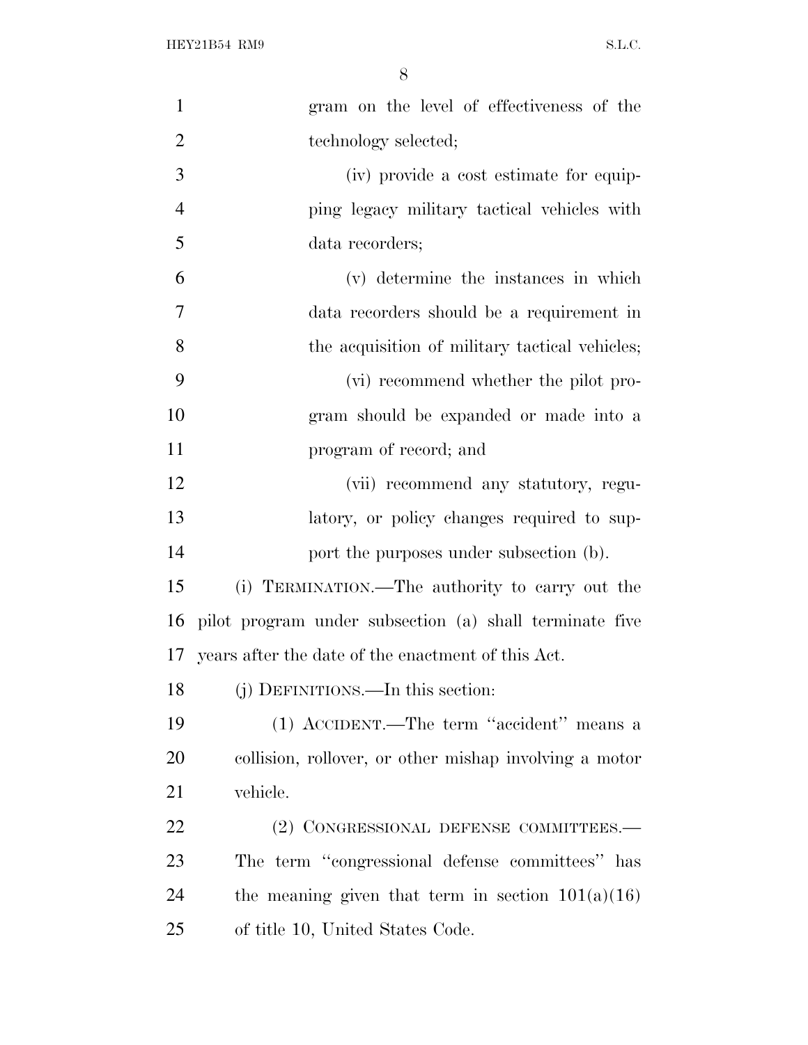gram on the level of effectiveness of the technology selected;

(iv) provide a cost estimate for equipping legacy military tactical vehicles with data recorders;

(v) determine the instances in which data recorders should be a requirement in the acquisition of military tactical vehicles;

(vi) recommend whether the pilot program should be expanded or made into a program of record; and

(vii) recommend any statutory, regulatory, or policy changes required to support the purposes under subsection (b).

(i) TERMINATION.—The authority to carry out the pilot program under subsection (a) shall terminate five years after the date of the enactment of this Act.

(j) DEFINITIONS.—In this section:

(1) ACCIDENT.—The term ''accident'' means a collision, rollover, or other mishap involving a motor vehicle.

(2) CONGRESSIONAL DEFENSE COMMITTEES.—The term ''congressional defense committees'' has the meaning given that term in section 101(a)(16) of title 10, United States Code.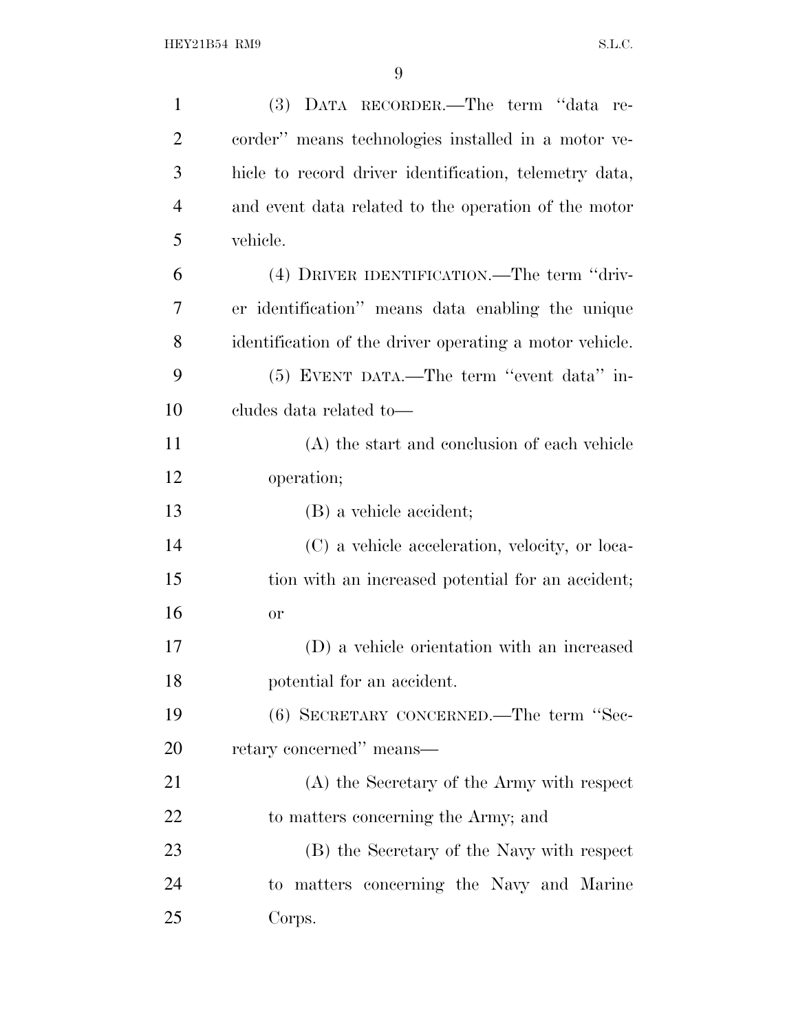(3) DATA RECORDER.—The term ''data recorder'' means technologies installed in a motor vehicle to record driver identification, telemetry data, and event data related to the operation of the motor vehicle.

(4) DRIVER IDENTIFICATION.—The term ''driver identification'' means data enabling the unique identification of the driver operating a motor vehicle.

(5) EVENT DATA.—The term ''event data'' includes data related to—

(A) the start and conclusion of each vehicle operation;

(B) a vehicle accident;

(C) a vehicle acceleration, velocity, or location with an increased potential for an accident; or

(D) a vehicle orientation with an increased potential for an accident.

(6) SECRETARY CONCERNED.—The term ''Secretary concerned'' means—

(A) the Secretary of the Army with respect to matters concerning the Army; and

(B) the Secretary of the Navy with respect to matters concerning the Navy and Marine Corps.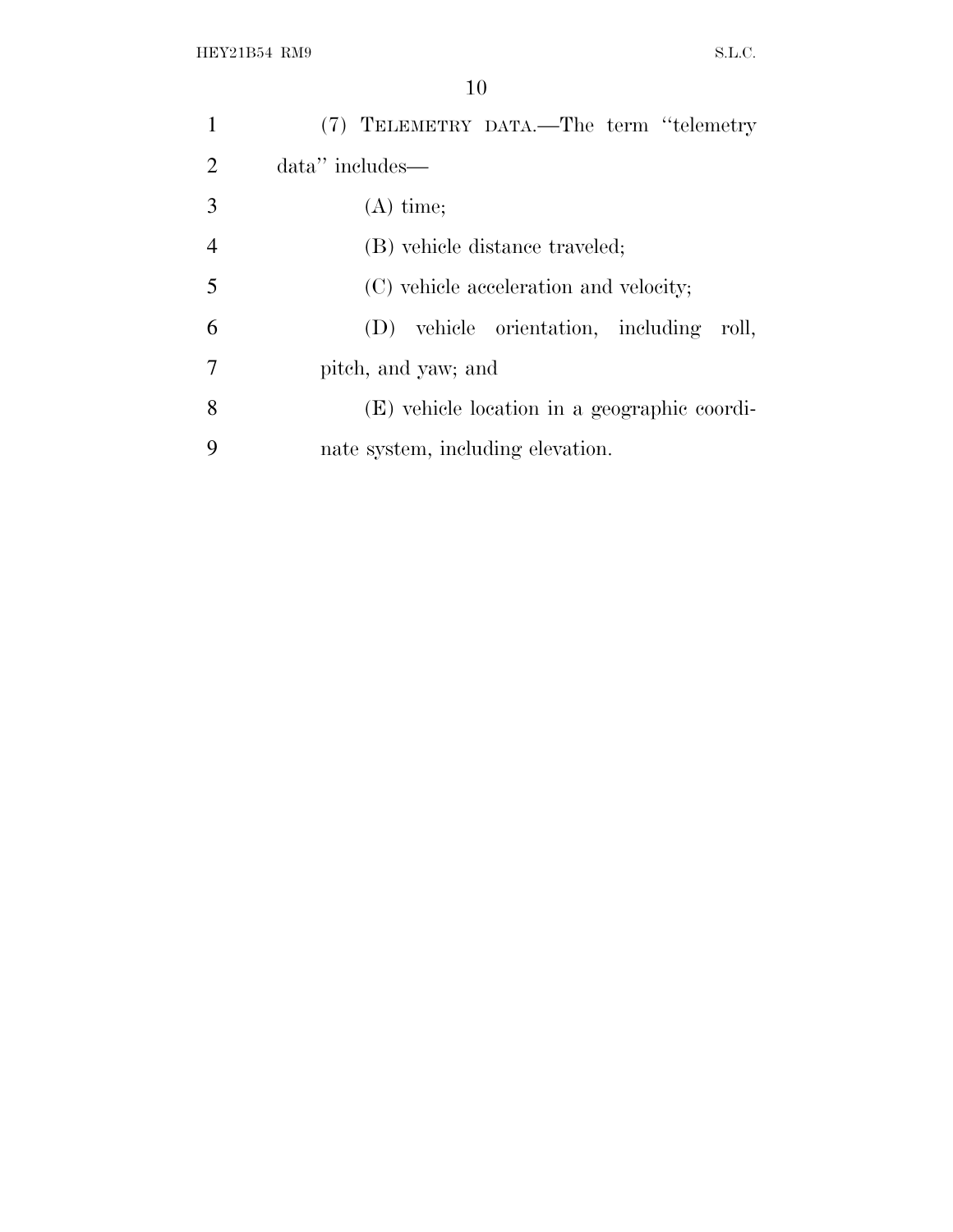(7) TELEMETRY DATA.—The term "telemetry data" includes—

(A) time;

(B) vehicle distance traveled;

(C) vehicle acceleration and velocity;

(D) vehicle orientation, including roll, pitch, and yaw; and

(E) vehicle location in a geographic coordinate system, including elevation.